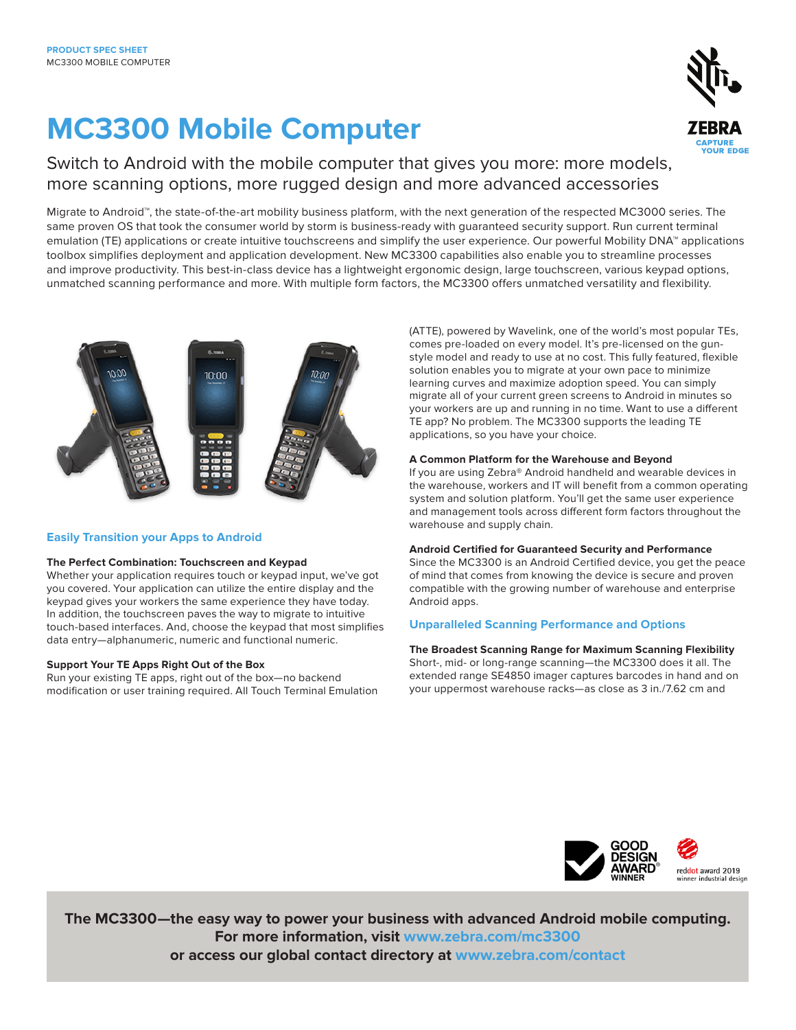**PRODUCT SPEC SHEET**
MC3300 MOBILE COMPUTER

# MC3300 Mobile Computer

Switch to Android with the mobile computer that gives you more: more models, more scanning options, more rugged design and more advanced accessories

Migrate to Android™, the state-of-the-art mobility business platform, with the next generation of the respected MC3000 series. The same proven OS that took the consumer world by storm is business-ready with guaranteed security support. Run current terminal emulation (TE) applications or create intuitive touchscreens and simplify the user experience. Our powerful Mobility DNA™ applications toolbox simplifies deployment and application development. New MC3300 capabilities also enable you to streamline processes and improve productivity. This best-in-class device has a lightweight ergonomic design, large touchscreen, various keypad options, unmatched scanning performance and more. With multiple form factors, the MC3300 offers unmatched versatility and flexibility.

## Easily Transition your Apps to Android

### The Perfect Combination: Touchscreen and Keypad

Whether your application requires touch or keypad input, we've got you covered. Your application can utilize the entire display and the keypad gives your workers the same experience they have today. In addition, the touchscreen paves the way to migrate to intuitive touch-based interfaces. And, choose the keypad that most simplifies data entry—alphanumeric, numeric and functional numeric.

### Support Your TE Apps Right Out of the Box

Run your existing TE apps, right out of the box—no backend modification or user training required. All Touch Terminal Emulation (ATTE), powered by Wavelink, one of the world's most popular TEs, comes pre-loaded on every model. It's pre-licensed on the gun-style model and ready to use at no cost. This fully featured, flexible solution enables you to migrate at your own pace to minimize learning curves and maximize adoption speed. You can simply migrate all of your current green screens to Android in minutes so your workers are up and running in no time. Want to use a different TE app? No problem. The MC3300 supports the leading TE applications, so you have your choice.

### A Common Platform for the Warehouse and Beyond

If you are using Zebra® Android handheld and wearable devices in the warehouse, workers and IT will benefit from a common operating system and solution platform. You'll get the same user experience and management tools across different form factors throughout the warehouse and supply chain.

### Android Certified for Guaranteed Security and Performance

Since the MC3300 is an Android Certified device, you get the peace of mind that comes from knowing the device is secure and proven compatible with the growing number of warehouse and enterprise Android apps.

## Unparalleled Scanning Performance and Options

### The Broadest Scanning Range for Maximum Scanning Flexibility

Short-, mid- or long-range scanning—the MC3300 does it all. The extended range SE4850 imager captures barcodes in hand and on your uppermost warehouse racks—as close as 3 in./7.62 cm and

**The MC3300—the easy way to power your business with advanced Android mobile computing.**
**For more information, visit www.zebra.com/mc3300**
**or access our global contact directory at www.zebra.com/contact**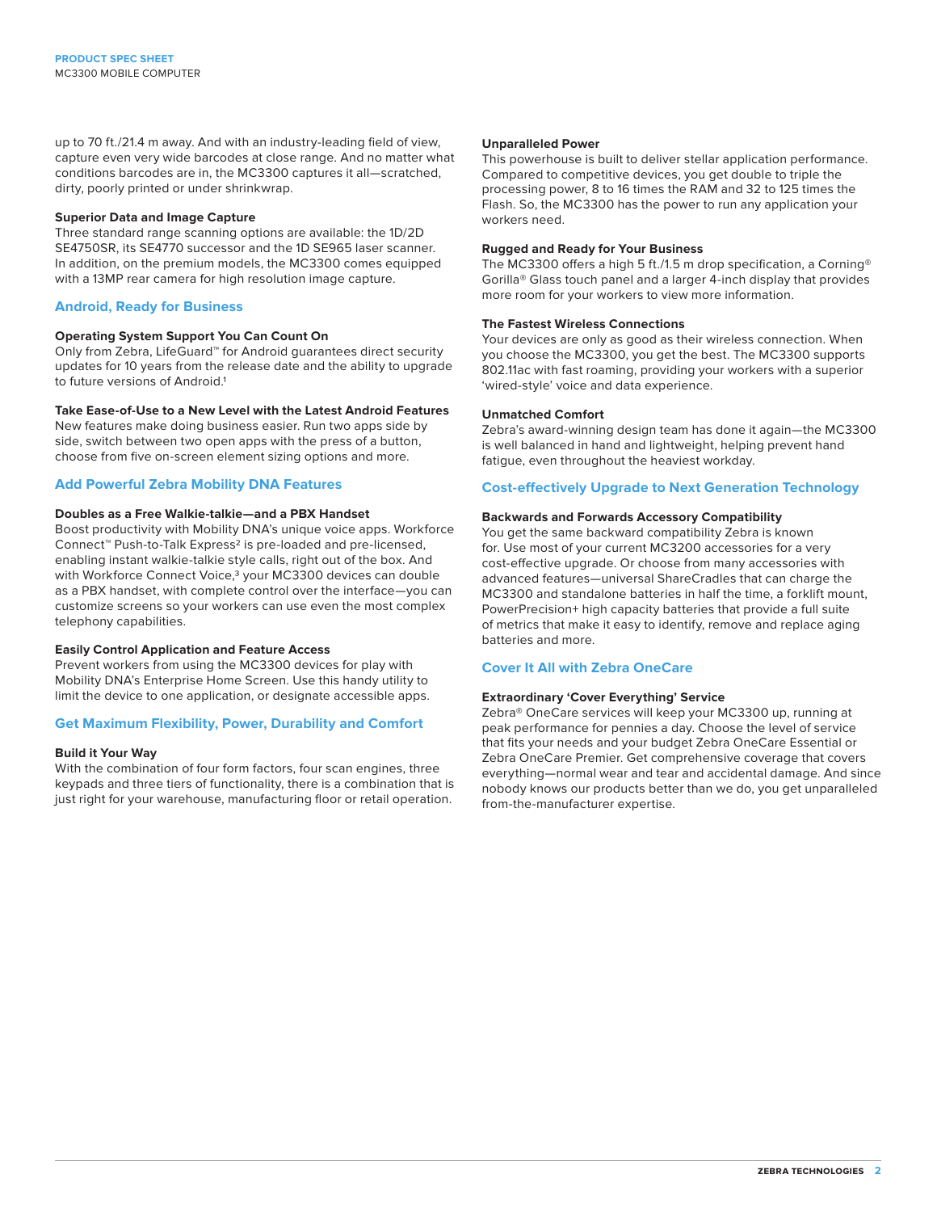up to 70 ft./21.4 m away. And with an industry-leading field of view, capture even very wide barcodes at close range. And no matter what conditions barcodes are in, the MC3300 captures it all—scratched, dirty, poorly printed or under shrinkwrap.

**Superior Data and Image Capture**

Three standard range scanning options are available: the 1D/2D SE4750SR, its SE4770 successor and the 1D SE965 laser scanner. In addition, on the premium models, the MC3300 comes equipped with a 13MP rear camera for high resolution image capture.

## Android, Ready for Business

**Operating System Support You Can Count On**

Only from Zebra, LifeGuard™ for Android guarantees direct security updates for 10 years from the release date and the ability to upgrade to future versions of Android.[1]

**Take Ease-of-Use to a New Level with the Latest Android Features**

New features make doing business easier. Run two apps side by side, switch between two open apps with the press of a button, choose from five on-screen element sizing options and more.

## Add Powerful Zebra Mobility DNA Features

**Doubles as a Free Walkie-talkie—and a PBX Handset**

Boost productivity with Mobility DNA's unique voice apps. Workforce Connect™ Push-to-Talk Express[2] is pre-loaded and pre-licensed, enabling instant walkie-talkie style calls, right out of the box. And with Workforce Connect Voice,[3] your MC3300 devices can double as a PBX handset, with complete control over the interface—you can customize screens so your workers can use even the most complex telephony capabilities.

**Easily Control Application and Feature Access**

Prevent workers from using the MC3300 devices for play with Mobility DNA's Enterprise Home Screen. Use this handy utility to limit the device to one application, or designate accessible apps.

## Get Maximum Flexibility, Power, Durability and Comfort

**Build it Your Way**

With the combination of four form factors, four scan engines, three keypads and three tiers of functionality, there is a combination that is just right for your warehouse, manufacturing floor or retail operation.

**Unparalleled Power**

This powerhouse is built to deliver stellar application performance. Compared to competitive devices, you get double to triple the processing power, 8 to 16 times the RAM and 32 to 125 times the Flash. So, the MC3300 has the power to run any application your workers need.

**Rugged and Ready for Your Business**

The MC3300 offers a high 5 ft./1.5 m drop specification, a Corning® Gorilla® Glass touch panel and a larger 4-inch display that provides more room for your workers to view more information.

**The Fastest Wireless Connections**

Your devices are only as good as their wireless connection. When you choose the MC3300, you get the best. The MC3300 supports 802.11ac with fast roaming, providing your workers with a superior 'wired-style' voice and data experience.

**Unmatched Comfort**

Zebra's award-winning design team has done it again—the MC3300 is well balanced in hand and lightweight, helping prevent hand fatigue, even throughout the heaviest workday.

## Cost-effectively Upgrade to Next Generation Technology

**Backwards and Forwards Accessory Compatibility**

You get the same backward compatibility Zebra is known for. Use most of your current MC3200 accessories for a very cost-effective upgrade. Or choose from many accessories with advanced features—universal ShareCradles that can charge the MC3300 and standalone batteries in half the time, a forklift mount, PowerPrecision+ high capacity batteries that provide a full suite of metrics that make it easy to identify, remove and replace aging batteries and more.

## Cover It All with Zebra OneCare

**Extraordinary 'Cover Everything' Service**

Zebra® OneCare services will keep your MC3300 up, running at peak performance for pennies a day. Choose the level of service that fits your needs and your budget Zebra OneCare Essential or Zebra OneCare Premier. Get comprehensive coverage that covers everything—normal wear and tear and accidental damage. And since nobody knows our products better than we do, you get unparalleled from-the-manufacturer expertise.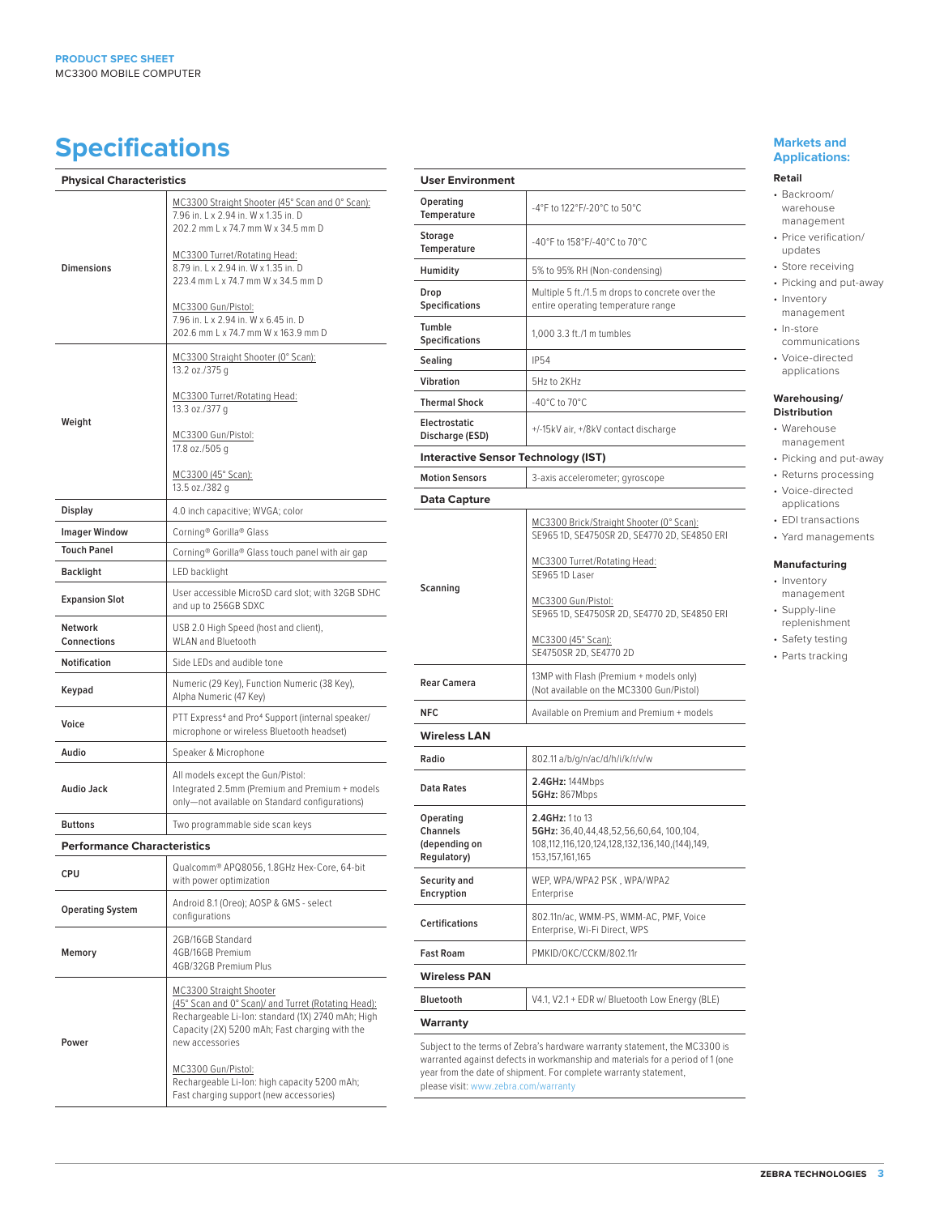# Specifications

| Physical Characteristics | |
|---|---|
| Dimensions | MC3300 Straight Shooter (45° Scan and 0° Scan): 7.96 in. L x 2.94 in. W x 1.35 in. D 202.2 mm L x 74.7 mm W x 34.5 mm D<br><br>MC3300 Turret/Rotating Head: 8.79 in. L x 2.94 in. W x 1.35 in. D 223.4 mm L x 74.7 mm W x 34.5 mm D<br><br>MC3300 Gun/Pistol: 7.96 in. L x 2.94 in. W x 6.45 in. D 202.6 mm L x 74.7 mm W x 163.9 mm D |
| Weight | MC3300 Straight Shooter (0° Scan): 13.2 oz./375 g<br><br>MC3300 Turret/Rotating Head: 13.3 oz./377 g<br><br>MC3300 Gun/Pistol: 17.8 oz./505 g<br><br>MC3300 (45° Scan): 13.5 oz./382 g |
| Display | 4.0 inch capacitive; WVGA; color |
| Imager Window | Corning® Gorilla® Glass |
| Touch Panel | Corning® Gorilla® Glass touch panel with air gap |
| Backlight | LED backlight |
| Expansion Slot | User accessible MicroSD card slot; with 32GB SDHC and up to 256GB SDXC |
| Network Connections | USB 2.0 High Speed (host and client), WLAN and Bluetooth |
| Notification | Side LEDs and audible tone |
| Keypad | Numeric (29 Key), Function Numeric (38 Key), Alpha Numeric (47 Key) |
| Voice | PTT Express[4] and Pro[4] Support (internal speaker/ microphone or wireless Bluetooth headset) |
| Audio | Speaker & Microphone |
| Audio Jack | All models except the Gun/Pistol: Integrated 2.5mm (Premium and Premium + models only—not available on Standard configurations) |
| Buttons | Two programmable side scan keys |

| Performance Characteristics | |
|---|---|
| CPU | Qualcomm® APQ8056, 1.8GHz Hex-Core, 64-bit with power optimization |
| Operating System | Android 8.1 (Oreo); AOSP & GMS - select configurations |
| Memory | 2GB/16GB Standard<br>4GB/16GB Premium<br>4GB/32GB Premium Plus |
| Power | MC3300 Straight Shooter (45° Scan and 0° Scan)/ and Turret (Rotating Head): Rechargeable Li-Ion: standard (1X) 2740 mAh; High Capacity (2X) 5200 mAh; Fast charging with the new accessories<br><br>MC3300 Gun/Pistol: Rechargeable Li-Ion: high capacity 5200 mAh; Fast charging support (new accessories) |

| User Environment | |
|---|---|
| Operating Temperature | -4°F to 122°F/-20°C to 50°C |
| Storage Temperature | -40°F to 158°F/-40°C to 70°C |
| Humidity | 5% to 95% RH (Non-condensing) |
| Drop Specifications | Multiple 5 ft./1.5 m drops to concrete over the entire operating temperature range |
| Tumble Specifications | 1,000 3.3 ft./1 m tumbles |
| Sealing | IP54 |
| Vibration | 5Hz to 2KHz |
| Thermal Shock | -40°C to 70°C |
| Electrostatic Discharge (ESD) | +/-15kV air, +/8kV contact discharge |

| Interactive Sensor Technology (IST) | |
|---|---|
| Motion Sensors | 3-axis accelerometer; gyroscope |

| Data Capture | |
|---|---|
| Scanning | MC3300 Brick/Straight Shooter (0° Scan): SE965 1D, SE4750SR 2D, SE4770 2D, SE4850 ERI<br><br>MC3300 Turret/Rotating Head: SE965 1D Laser<br><br>MC3300 Gun/Pistol: SE965 1D, SE4750SR 2D, SE4770 2D, SE4850 ERI<br><br>MC3300 (45° Scan): SE4750SR 2D, SE4770 2D |
| Rear Camera | 13MP with Flash (Premium + models only) (Not available on the MC3300 Gun/Pistol) |
| NFC | Available on Premium and Premium + models |

| Wireless LAN | |
|---|---|
| Radio | 802.11 a/b/g/n/ac/d/h/i/k/r/v/w |
| Data Rates | **2.4GHz:** 144Mbps<br>**5GHz:** 867Mbps |
| Operating Channels (depending on Regulatory) | **2.4GHz:** 1 to 13<br>**5GHz:** 36,40,44,48,52,56,60,64, 100,104, 108,112,116,120,124,128,132,136,140,(144),149, 153,157,161,165 |
| Security and Encryption | WEP, WPA/WPA2 PSK , WPA/WPA2 Enterprise |
| Certifications | 802.11n/ac, WMM-PS, WMM-AC, PMF, Voice Enterprise, Wi-Fi Direct, WPS |
| Fast Roam | PMKID/OKC/CCKM/802.11r |

| Wireless PAN | |
|---|---|
| Bluetooth | V4.1, V2.1 + EDR w/ Bluetooth Low Energy (BLE) |

**Warranty**

Subject to the terms of Zebra's hardware warranty statement, the MC3300 is warranted against defects in workmanship and materials for a period of 1 (one year from the date of shipment. For complete warranty statement, please visit: www.zebra.com/warranty

## Markets and Applications:

**Retail**

- Backroom/ warehouse management
- Price verification/ updates
- Store receiving
- Picking and put-away
- Inventory management
- In-store communications
- Voice-directed applications

**Warehousing/ Distribution**

- Warehouse management
- Picking and put-away
- Returns processing
- Voice-directed applications
- EDI transactions
- Yard managements

**Manufacturing**

- Inventory management
- Supply-line replenishment
- Safety testing
- Parts tracking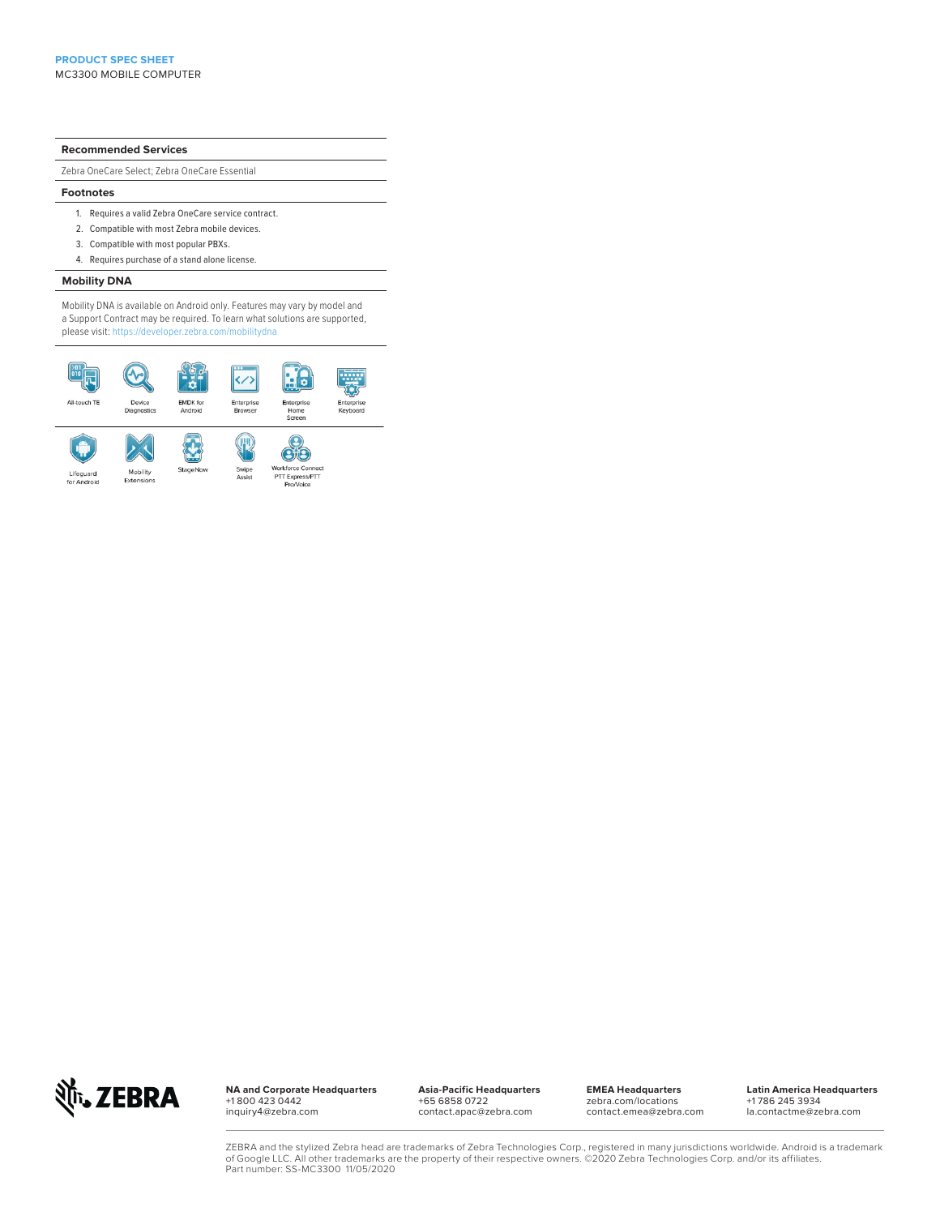## Recommended Services

Zebra OneCare Select; Zebra OneCare Essential

## Footnotes

1. Requires a valid Zebra OneCare service contract.
2. Compatible with most Zebra mobile devices.
3. Compatible with most popular PBXs.
4. Requires purchase of a stand alone license.

## Mobility DNA

Mobility DNA is available on Android only. Features may vary by model and a Support Contract may be required. To learn what solutions are supported, please visit: https://developer.zebra.com/mobilitydna

All-touch TE
Device Diagnostics
EMDK for Android
Enterprise Browser
Enterprise Home Screen
Enterprise Keyboard
Lifeguard for Android
Mobility Extensions
StageNow
Swipe Assist
Workforce Connect PTT Express/PTT Pro/Voice

**NA and Corporate Headquarters**
+1 800 423 0442
inquiry4@zebra.com

**Asia-Pacific Headquarters**
+65 6858 0722
contact.apac@zebra.com

**EMEA Headquarters**
zebra.com/locations
contact.emea@zebra.com

**Latin America Headquarters**
+1 786 245 3934
la.contactme@zebra.com

ZEBRA and the stylized Zebra head are trademarks of Zebra Technologies Corp., registered in many jurisdictions worldwide. Android is a trademark of Google LLC. All other trademarks are the property of their respective owners. ©2020 Zebra Technologies Corp. and/or its affiliates.
Part number: SS-MC3300 11/05/2020